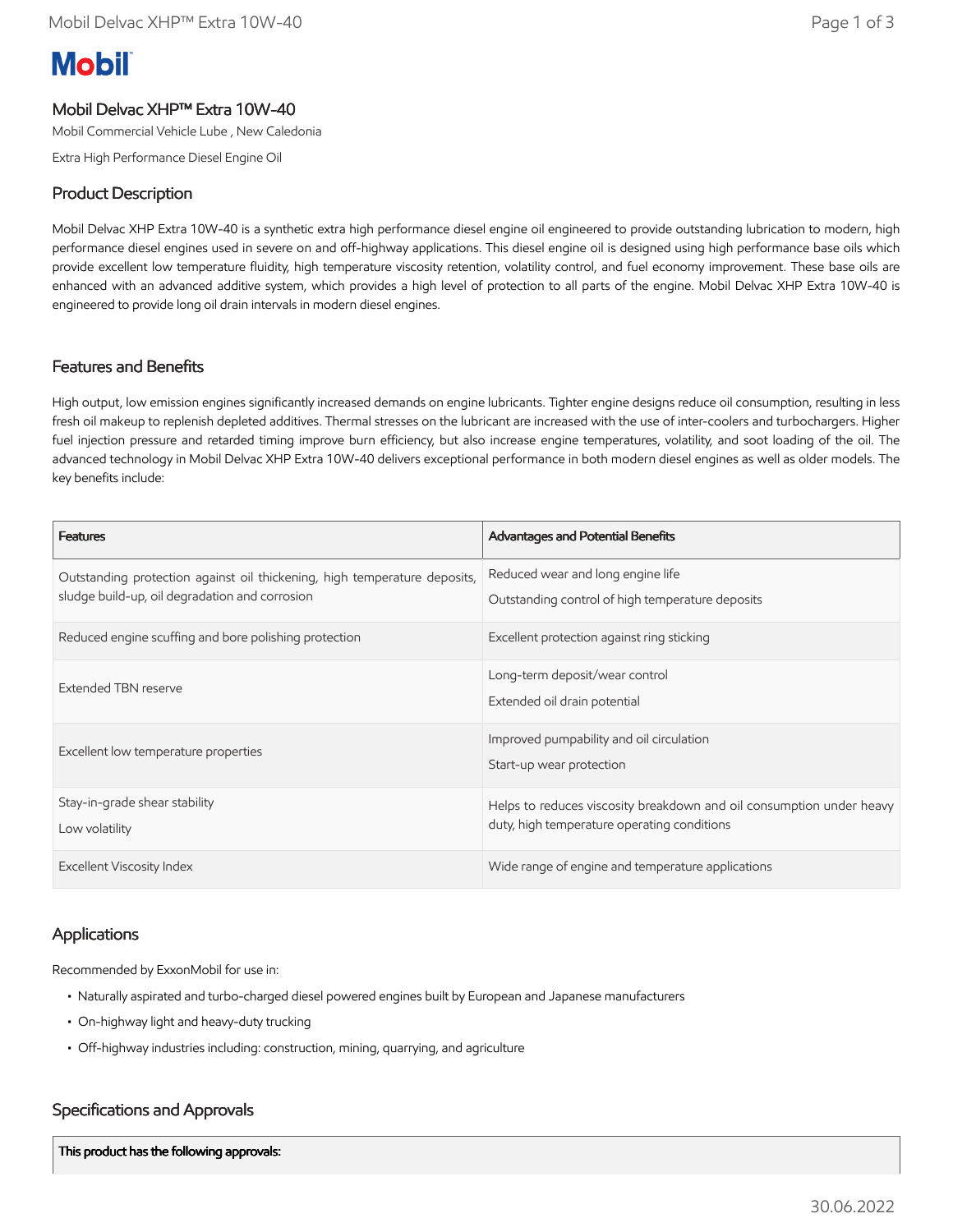# Mobil

## Mobil Delvac XHP™ Extra 10W-40

Mobil Commercial Vehicle Lube , New Caledonia

Extra High Performance Diesel Engine Oil

## Product Description

Mobil Delvac XHP Extra 10W-40 is a synthetic extra high performance diesel engine oil engineered to provide outstanding lubrication to modern, high performance diesel engines used in severe on and off-highway applications. This diesel engine oil is designed using high performance base oils which provide excellent low temperature fluidity, high temperature viscosity retention, volatility control, and fuel economy improvement. These base oils are enhanced with an advanced additive system, which provides a high level of protection to all parts of the engine. Mobil Delvac XHP Extra 10W-40 is engineered to provide long oil drain intervals in modern diesel engines.

## Features and Benefits

High output, low emission engines significantly increased demands on engine lubricants. Tighter engine designs reduce oil consumption, resulting in less fresh oil makeup to replenish depleted additives. Thermal stresses on the lubricant are increased with the use of inter-coolers and turbochargers. Higher fuel injection pressure and retarded timing improve burn efficiency, but also increase engine temperatures, volatility, and soot loading of the oil. The advanced technology in Mobil Delvac XHP Extra 10W-40 delivers exceptional performance in both modern diesel engines as well as older models. The key benefits include:

| Features | Advantages and Potential Benefits |
|---|---|
| Outstanding protection against oil thickening, high temperature deposits, sludge build-up, oil degradation and corrosion | Reduced wear and long engine life<br>Outstanding control of high temperature deposits |
| Reduced engine scuffing and bore polishing protection | Excellent protection against ring sticking |
| Extended TBN reserve | Long-term deposit/wear control<br>Extended oil drain potential |
| Excellent low temperature properties | Improved pumpability and oil circulation<br>Start-up wear protection |
| Stay-in-grade shear stability<br>Low volatility | Helps to reduces viscosity breakdown and oil consumption under heavy duty, high temperature operating conditions |
| Excellent Viscosity Index | Wide range of engine and temperature applications |

## Applications

Recommended by ExxonMobil for use in:

- Naturally aspirated and turbo-charged diesel powered engines built by European and Japanese manufacturers
- On-highway light and heavy-duty trucking
- Off-highway industries including: construction, mining, quarrying, and agriculture

## Specifications and Approvals

| This product has the following approvals: |
|---|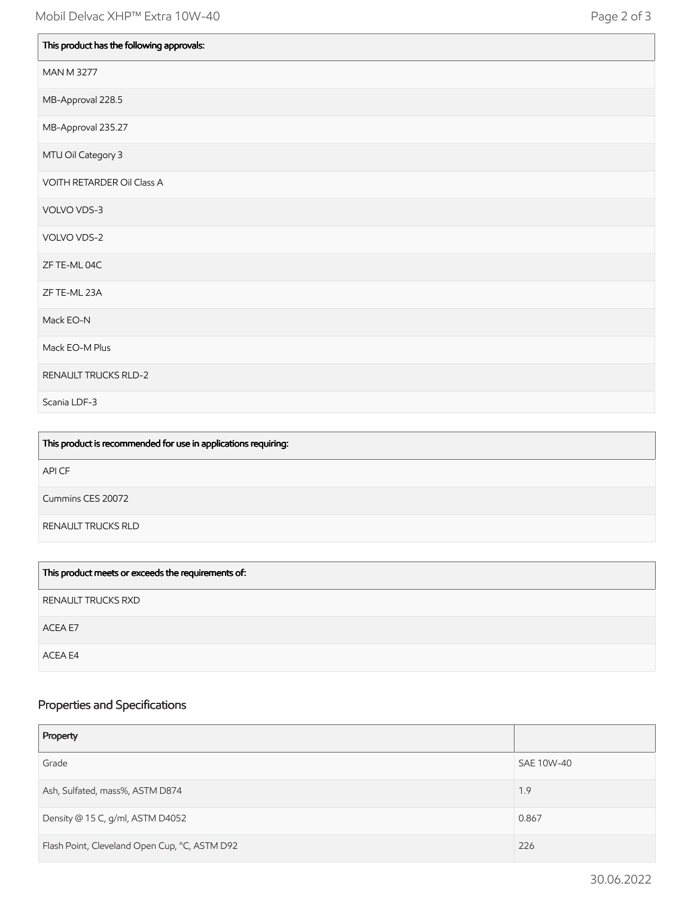| This product has the following approvals: |
|---|
| MAN M 3277 |
| MB-Approval 228.5 |
| MB-Approval 235.27 |
| MTU Oil Category 3 |
| VOITH RETARDER Oil Class A |
| VOLVO VDS-3 |
| VOLVO VDS-2 |
| ZF TE-ML 04C |
| ZF TE-ML 23A |
| Mack EO-N |
| Mack EO-M Plus |
| RENAULT TRUCKS RLD-2 |
| Scania LDF-3 |

| This product is recommended for use in applications requiring: |
|---|
| API CF |
| Cummins CES 20072 |
| RENAULT TRUCKS RLD |

| This product meets or exceeds the requirements of: |
|---|
| RENAULT TRUCKS RXD |
| ACEA E7 |
| ACEA E4 |

## Properties and Specifications

| Property | |
|---|---|
| Grade | SAE 10W-40 |
| Ash, Sulfated, mass%, ASTM D874 | 1.9 |
| Density @ 15 C, g/ml, ASTM D4052 | 0.867 |
| Flash Point, Cleveland Open Cup, °C, ASTM D92 | 226 |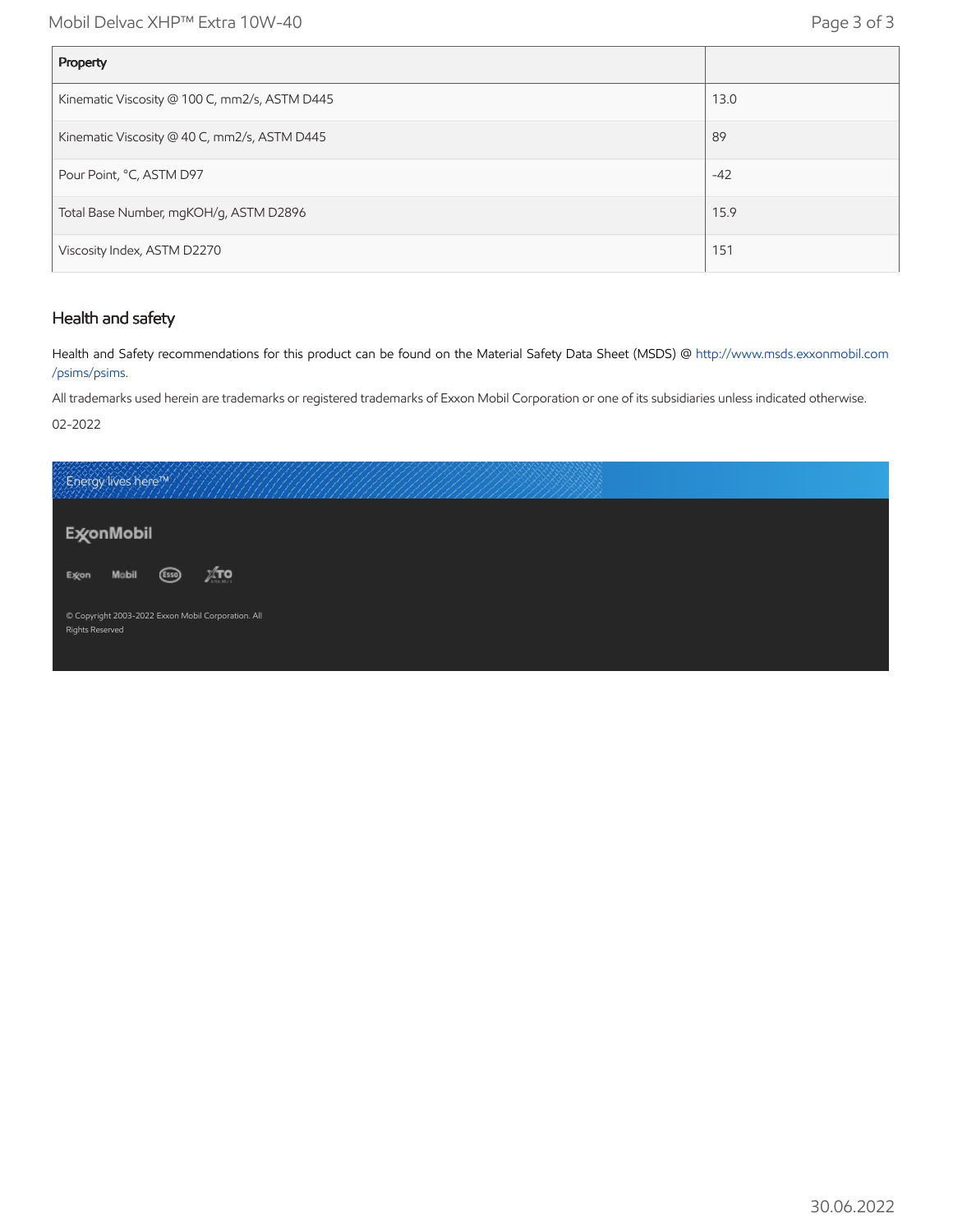| Property | |
|---|---|
| Kinematic Viscosity @ 100 C, mm2/s, ASTM D445 | 13.0 |
| Kinematic Viscosity @ 40 C, mm2/s, ASTM D445 | 89 |
| Pour Point, °C, ASTM D97 | -42 |
| Total Base Number, mgKOH/g, ASTM D2896 | 15.9 |
| Viscosity Index, ASTM D2270 | 151 |

## Health and safety

Health and Safety recommendations for this product can be found on the Material Safety Data Sheet (MSDS) @ http://www.msds.exxonmobil.com/psims/psims.

All trademarks used herein are trademarks or registered trademarks of Exxon Mobil Corporation or one of its subsidiaries unless indicated otherwise.

02-2022

Energy lives here™

ExxonMobil

Exxon Mobil Esso XTO

© Copyright 2003-2022 Exxon Mobil Corporation. All Rights Reserved

30.06.2022